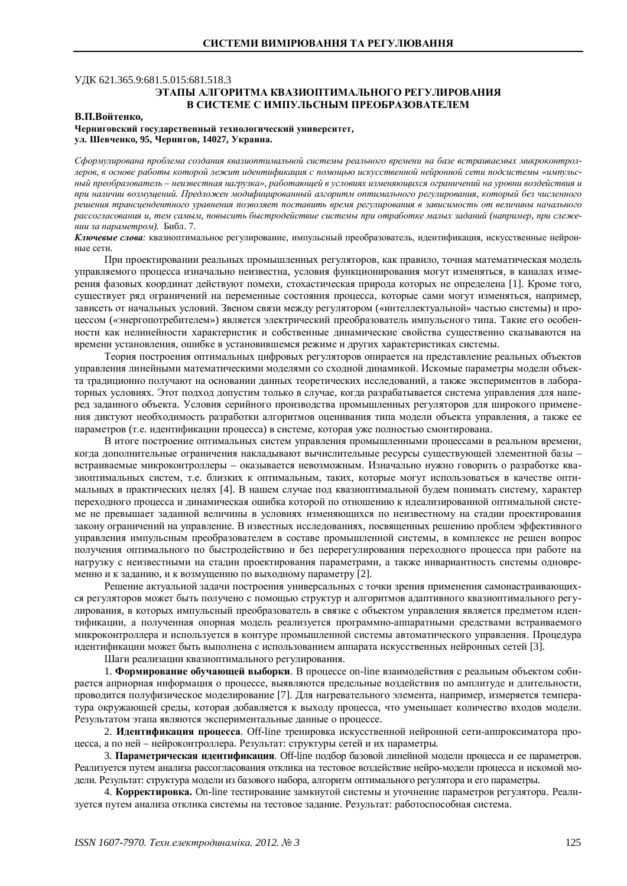УДК 621.365.9:681.5.015:681.518.3

# ЭТАПЫ АЛГОРИТМА КВАЗИОПТИМАЛЬНОГО РЕГУЛИРОВАНИЯ В СИСТЕМЕ С ИМПУЛЬСНЫМ ПРЕОБРАЗОВАТЕЛЕМ

**В.П.Войтенко,**
**Черниговский государственный технологический университет,**
**ул. Шевченко, 95, Чернигов, 14027, Украина.**

*Сформулирована проблема создания квазиоптимальной системы реального времени на базе встраиваемых микроконтроллеров, в основе работы которой лежит идентификация с помощью искусственной нейронной сети подсистемы «импульсный преобразователь – неизвестная нагрузка», работающей в условиях изменяющихся ограничений на уровни воздействия и при наличии возмущений. Предложен модифицированный алгоритм оптимального регулирования, который без численного решения трансцендентного уравнения позволяет поставить время регулирования в зависимость от величины начального рассогласования и, тем самым, повысить быстродействие системы при отработке малых заданий (например, при слежении за параметром).* Библ. 7.

***Ключевые слова:*** квазиоптимальное регулирование, импульсный преобразователь, идентификация, искусственные нейронные сети.

При проектировании реальных промышленных регуляторов, как правило, точная математическая модель управляемого процесса изначально неизвестна, условия функционирования могут изменяться, в каналах измерения фазовых координат действуют помехи, стохастическая природа которых не определена [1]. Кроме того, существует ряд ограничений на переменные состояния процесса, которые сами могут изменяться, например, зависеть от начальных условий. Звеном связи между регулятором («интеллектуальной» частью системы) и процессом («энергопотребителем») является электрический преобразователь импульсного типа. Такие его особенности как нелинейности характеристик и собственные динамические свойства существенно сказываются на времени установления, ошибке в установившемся режиме и других характеристиках системы.

Теория построения оптимальных цифровых регуляторов опирается на представление реальных объектов управления линейными математическими моделями со сходной динамикой. Искомые параметры модели объекта традиционно получают на основании данных теоретических исследований, а также экспериментов в лабораторных условиях. Этот подход допустим только в случае, когда разрабатывается система управления для наперед заданного объекта. Условия серийного производства промышленных регуляторов для широкого применения диктуют необходимость разработки алгоритмов оценивания типа модели объекта управления, а также ее параметров (т.е. идентификации процесса) в системе, которая уже полностью смонтирована.

В итоге построение оптимальных систем управления промышленными процессами в реальном времени, когда дополнительные ограничения накладывают вычислительные ресурсы существующей элементной базы – встраиваемые микроконтроллеры – оказывается невозможным. Изначально нужно говорить о разработке квазиоптимальных систем, т.е. близких к оптимальным, таких, которые могут использоваться в качестве оптимальных в практических целях [4]. В нашем случае под квазиоптимальной будем понимать систему, характер переходного процесса и динамическая ошибка которой по отношению к идеализированной оптимальной системе не превышает заданной величины в условиях изменяющихся по неизвестному на стадии проектирования закону ограничений на управление. В известных исследованиях, посвященных решению проблем эффективного управления импульсным преобразователем в составе промышленной системы, в комплексе не решен вопрос получения оптимального по быстродействию и без перерегулирования переходного процесса при работе на нагрузку с неизвестными на стадии проектирования параметрами, а также инвариантность системы одновременно и к заданию, и к возмущению по выходному параметру [2].

Решение актуальной задачи построения универсальных с точки зрения применения самонастраивающихся регуляторов может быть получено с помощью структур и алгоритмов адаптивного квазиоптимального регулирования, в которых импульсный преобразователь в связке с объектом управления является предметом идентификации, а полученная опорная модель реализуется программно-аппаратными средствами встраиваемого микроконтроллера и используется в контуре промышленной системы автоматического управления. Процедура идентификации может быть выполнена с использованием аппарата искусственных нейронных сетей [3].

Шаги реализации квазиоптимального регулирования.

1. **Формирование обучающей выборки**. В процессе on-line взаимодействия с реальным объектом собирается априорная информация о процессе, выявляются предельные воздействия по амплитуде и длительности, проводится полуфизическое моделирование [7]. Для нагревательного элемента, например, измеряется температура окружающей среды, которая добавляется к выходу процесса, что уменьшает количество входов модели. Результатом этапа являются экспериментальные данные о процессе.

2. **Идентификация процесса**. Off-line тренировка искусственной нейронной сети-аппроксиматора процесса, а по ней – нейроконтроллера. Результат: структуры сетей и их параметры.

3. **Параметрическая идентификация**. Off-line подбор базовой линейной модели процесса и ее параметров. Реализуется путем анализа рассогласования отклика на тестовое воздействие нейро-модели процесса и искомой модели. Результат: структура модели из базового набора, алгоритм оптимального регулятора и его параметры.

4. **Корректировка.** On-line тестирование замкнутой системы и уточнение параметров регулятора. Реализуется путем анализа отклика системы на тестовое задание. Результат: работоспособная система.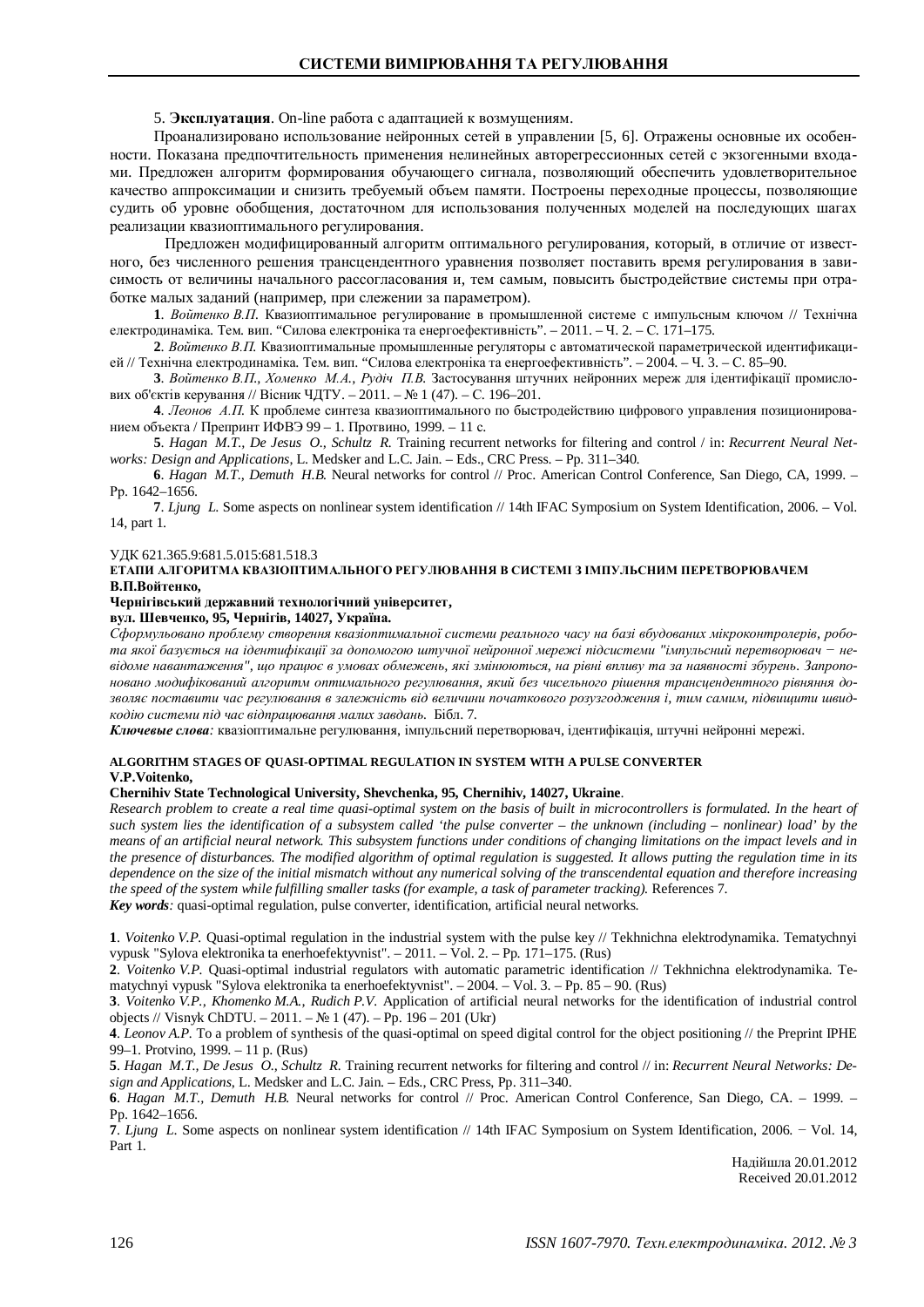5. **Эксплуатация**. On-line работа с адаптацией к возмущениям.

Проанализировано использование нейронных сетей в управлении [5, 6]. Отражены основные их особенности. Показана предпочтительность применения нелинейных авторегрессионных сетей с экзогенными входами. Предложен алгоритм формирования обучающего сигнала, позволяющий обеспечить удовлетворительное качество аппроксимации и снизить требуемый объем памяти. Построены переходные процессы, позволяющие судить об уровне обобщения, достаточном для использования полученных моделей на последующих шагах реализации квазиоптимального регулирования.

Предложен модифицированный алгоритм оптимального регулирования, который, в отличие от известного, без численного решения трансцендентного уравнения позволяет поставить время регулирования в зависимость от величины начального рассогласования и, тем самым, повысить быстродействие системы при отработке малых заданий (например, при слежении за параметром).

**1**. *Войтенко В.П.* Квазиоптимальное регулирование в промышленной системе с импульсным ключом // Технічна електродинаміка. Тем. вип. "Силова електроніка та енергоефективність". – 2011. – Ч. 2. – С. 171–175.

**2**. *Войтенко В.П.* Квазиоптимальные промышленные регуляторы с автоматической параметрической идентификацией // Технічна електродинаміка. Тем. вип. "Силова електроніка та енергоефективність". – 2004. – Ч. 3. – С. 85–90.

**3**. *Войтенко В.П., Хоменко М.А., Рудіч П.В.* Застосування штучних нейронних мереж для ідентифікації промислових об'єктів керування // Вісник ЧДТУ. – 2011. – № 1 (47). – С. 196–201.

**4**. *Леонов А.П.* К проблеме синтеза квазиоптимального по быстродействию цифрового управления позиционированием объекта / Препринт ИФВЭ 99 – 1. Протвино, 1999. – 11 с.

**5**. *Hagan M.T., De Jesus O., Schultz R.* Training recurrent networks for filtering and control / in: *Recurrent Neural Networks: Design and Applications*, L. Medsker and L.C. Jain. – Eds., CRC Press. – Pp. 311–340.

**6**. *Hagan M.T., Demuth H.B.* Neural networks for control // Proc. American Control Conference, San Diego, CA, 1999. – Pp. 1642–1656.

**7**. *Ljung L.* Some aspects on nonlinear system identification // 14th IFAC Symposium on System Identification, 2006. – Vol. 14, part 1.

УДК 621.365.9:681.5.015:681.518.3

**ЕТАПИ АЛГОРИТМА КВАЗІОПТИМАЛЬНОГО РЕГУЛЮВАННЯ В СИСТЕМІ З ІМПУЛЬСНИМ ПЕРЕТВОРЮВАЧЕМ**

**В.П.Войтенко,**

**Чернігівський державний технологічний університет,**
**вул. Шевченко, 95, Чернігів, 14027, Україна.**

*Сформульовано проблему створення квазіоптимальної системи реального часу на базі вбудованих мікроконтролерів, робота якої базується на ідентифікації за допомогою штучної нейронної мережі підсистеми "імпульсний перетворювач − невідоме навантаження", що працює в умовах обмежень, які змінюються, на рівні впливу та за наявності збурень. Запропоновано модифікований алгоритм оптимального регулювання, який без чисельного рішення трансцендентного рівняння дозволяє поставити час регулювання в залежність від величини початкового розузгодження і, тим самим, підвищити швидкодію системи під час відпрацювання малих завдань.* Бібл. 7.

***Ключевые слова:*** квазіоптимальне регулювання, імпульсний перетворювач, ідентифікація, штучні нейронні мережі.

**ALGORITHM STAGES OF QUASI-OPTIMAL REGULATION IN SYSTEM WITH A PULSE CONVERTER**

**V.P.Voitenko,**

**Chernihiv State Technological University, Shevchenka, 95, Chernihiv, 14027, Ukraine**.

*Research problem to create a real time quasi-optimal system on the basis of built in microcontrollers is formulated. In the heart of such system lies the identification of a subsystem called 'the pulse converter – the unknown (including – nonlinear) load' by the means of an artificial neural network. This subsystem functions under conditions of changing limitations on the impact levels and in the presence of disturbances. The modified algorithm of optimal regulation is suggested. It allows putting the regulation time in its dependence on the size of the initial mismatch without any numerical solving of the transcendental equation and therefore increasing the speed of the system while fulfilling smaller tasks (for example, a task of parameter tracking).* References 7.

***Key words:*** quasi-optimal regulation, pulse converter, identification, artificial neural networks.

**1**. *Voitenko V.P.* Quasi-optimal regulation in the industrial system with the pulse key // Tekhnichna elektrodynamika. Tematychnyi vypusk "Sylova elektronika ta enerhoefektyvnist". – 2011. – Vol. 2. – Pp. 171–175. (Rus)

**2**. *Voitenko V.P.* Quasi-optimal industrial regulators with automatic parametric identification // Tekhnichna elektrodynamika. Tematychnyi vypusk "Sylova elektronika ta enerhoefektyvnist". – 2004. – Vol. 3. – Pp. 85 – 90. (Rus)

**3**. *Voitenko V.P., Khomenko M.A., Rudich P.V.* Application of artificial neural networks for the identification of industrial control objects // Visnyk ChDTU. – 2011. – № 1 (47). – Pp. 196 – 201 (Ukr)

**4**. *Leonov A.P.* To a problem of synthesis of the quasi-optimal on speed digital control for the object positioning // the Preprint IPHE 99–1. Protvino, 1999. – 11 p. (Rus)

**5**. *Hagan M.T., De Jesus O., Schultz R.* Training recurrent networks for filtering and control // in: *Recurrent Neural Networks: Design and Applications*, L. Medsker and L.C. Jain. – Eds., CRC Press, Pp. 311–340.

**6**. *Hagan M.T., Demuth H.B.* Neural networks for control // Proc. American Control Conference, San Diego, CA. – 1999. – Pp. 1642–1656.

**7**. *Ljung L.* Some aspects on nonlinear system identification // 14th IFAC Symposium on System Identification, 2006. − Vol. 14, Part 1.

Надійшла 20.01.2012
Received 20.01.2012